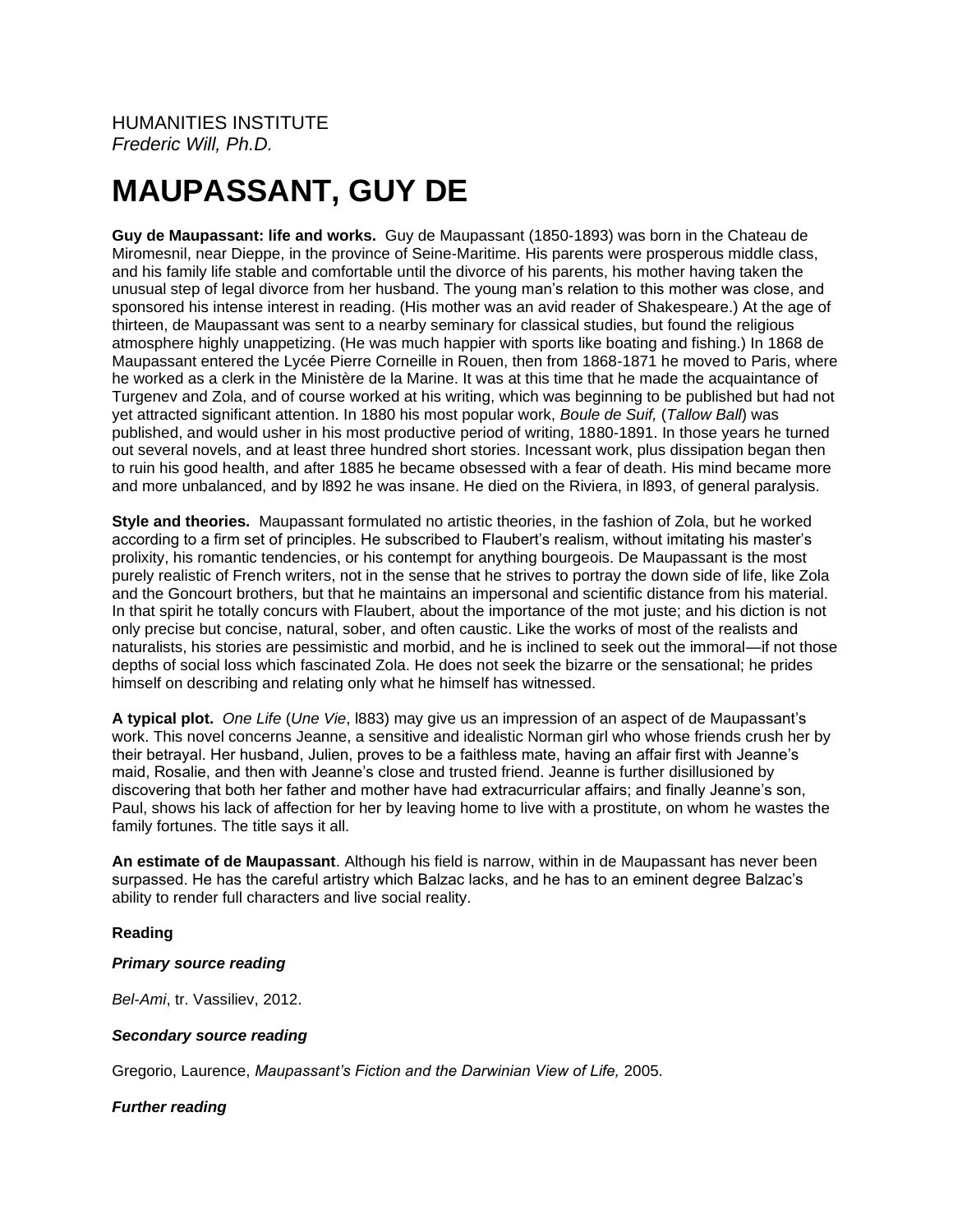HUMANITIES INSTITUTE
*Frederic Will, Ph.D.*

# MAUPASSANT, GUY DE

**Guy de Maupassant: life and works.** Guy de Maupassant (1850-1893) was born in the Chateau de Miromesnil, near Dieppe, in the province of Seine-Maritime. His parents were prosperous middle class, and his family life stable and comfortable until the divorce of his parents, his mother having taken the unusual step of legal divorce from her husband. The young man's relation to this mother was close, and sponsored his intense interest in reading. (His mother was an avid reader of Shakespeare.) At the age of thirteen, de Maupassant was sent to a nearby seminary for classical studies, but found the religious atmosphere highly unappetizing. (He was much happier with sports like boating and fishing.) In 1868 de Maupassant entered the Lycée Pierre Corneille in Rouen, then from 1868-1871 he moved to Paris, where he worked as a clerk in the Ministère de la Marine. It was at this time that he made the acquaintance of Turgenev and Zola, and of course worked at his writing, which was beginning to be published but had not yet attracted significant attention. In 1880 his most popular work, *Boule de Suif,* (*Tallow Ball*) was published, and would usher in his most productive period of writing, 1880-1891. In those years he turned out several novels, and at least three hundred short stories. Incessant work, plus dissipation began then to ruin his good health, and after 1885 he became obsessed with a fear of death. His mind became more and more unbalanced, and by l892 he was insane. He died on the Riviera, in l893, of general paralysis.

**Style and theories.** Maupassant formulated no artistic theories, in the fashion of Zola, but he worked according to a firm set of principles. He subscribed to Flaubert's realism, without imitating his master's prolixity, his romantic tendencies, or his contempt for anything bourgeois. De Maupassant is the most purely realistic of French writers, not in the sense that he strives to portray the down side of life, like Zola and the Goncourt brothers, but that he maintains an impersonal and scientific distance from his material. In that spirit he totally concurs with Flaubert, about the importance of the mot juste; and his diction is not only precise but concise, natural, sober, and often caustic. Like the works of most of the realists and naturalists, his stories are pessimistic and morbid, and he is inclined to seek out the immoral—if not those depths of social loss which fascinated Zola. He does not seek the bizarre or the sensational; he prides himself on describing and relating only what he himself has witnessed.

**A typical plot.** *One Life* (*Une Vie*, l883) may give us an impression of an aspect of de Maupassant's work. This novel concerns Jeanne, a sensitive and idealistic Norman girl who whose friends crush her by their betrayal. Her husband, Julien, proves to be a faithless mate, having an affair first with Jeanne's maid, Rosalie, and then with Jeanne's close and trusted friend. Jeanne is further disillusioned by discovering that both her father and mother have had extracurricular affairs; and finally Jeanne's son, Paul, shows his lack of affection for her by leaving home to live with a prostitute, on whom he wastes the family fortunes. The title says it all.

**An estimate of de Maupassant**. Although his field is narrow, within in de Maupassant has never been surpassed. He has the careful artistry which Balzac lacks, and he has to an eminent degree Balzac's ability to render full characters and live social reality.

**Reading**

***Primary source reading***

*Bel-Ami*, tr. Vassiliev, 2012.

***Secondary source reading***

Gregorio, Laurence, *Maupassant's Fiction and the Darwinian View of Life,* 2005.

***Further reading***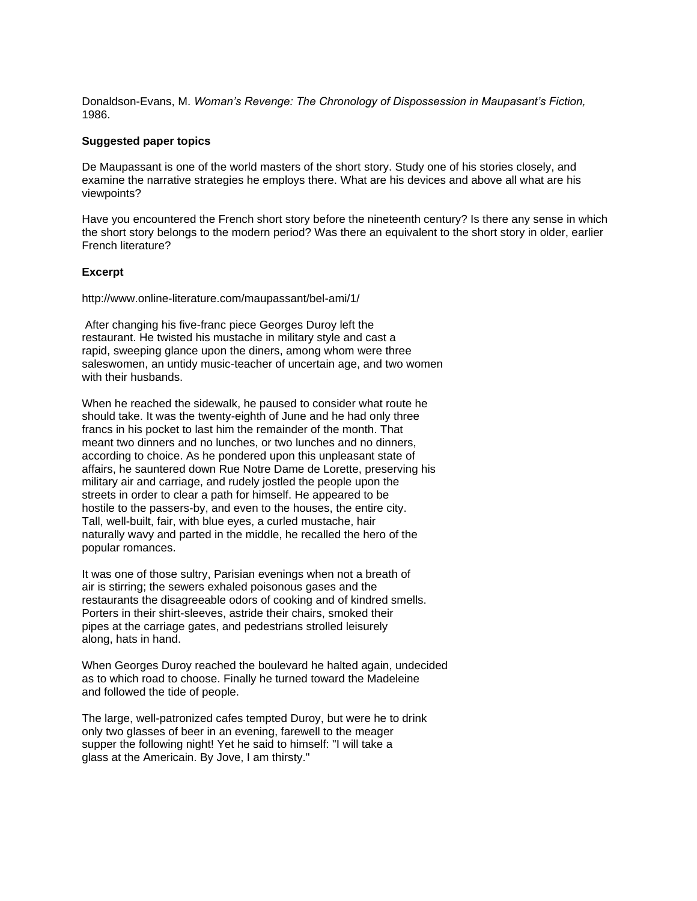Donaldson-Evans, M. *Woman's Revenge: The Chronology of Dispossession in Maupasant's Fiction,* 1986.

**Suggested paper topics**

De Maupassant is one of the world masters of the short story. Study one of his stories closely, and examine the narrative strategies he employs there. What are his devices and above all what are his viewpoints?

Have you encountered the French short story before the nineteenth century? Is there any sense in which the short story belongs to the modern period? Was there an equivalent to the short story in older, earlier French literature?

**Excerpt**

http://www.online-literature.com/maupassant/bel-ami/1/

After changing his five-franc piece Georges Duroy left the restaurant. He twisted his mustache in military style and cast a rapid, sweeping glance upon the diners, among whom were three saleswomen, an untidy music-teacher of uncertain age, and two women with their husbands.

When he reached the sidewalk, he paused to consider what route he should take. It was the twenty-eighth of June and he had only three francs in his pocket to last him the remainder of the month. That meant two dinners and no lunches, or two lunches and no dinners, according to choice. As he pondered upon this unpleasant state of affairs, he sauntered down Rue Notre Dame de Lorette, preserving his military air and carriage, and rudely jostled the people upon the streets in order to clear a path for himself. He appeared to be hostile to the passers-by, and even to the houses, the entire city. Tall, well-built, fair, with blue eyes, a curled mustache, hair naturally wavy and parted in the middle, he recalled the hero of the popular romances.

It was one of those sultry, Parisian evenings when not a breath of air is stirring; the sewers exhaled poisonous gases and the restaurants the disagreeable odors of cooking and of kindred smells. Porters in their shirt-sleeves, astride their chairs, smoked their pipes at the carriage gates, and pedestrians strolled leisurely along, hats in hand.

When Georges Duroy reached the boulevard he halted again, undecided as to which road to choose. Finally he turned toward the Madeleine and followed the tide of people.

The large, well-patronized cafes tempted Duroy, but were he to drink only two glasses of beer in an evening, farewell to the meager supper the following night! Yet he said to himself: "I will take a glass at the Americain. By Jove, I am thirsty."